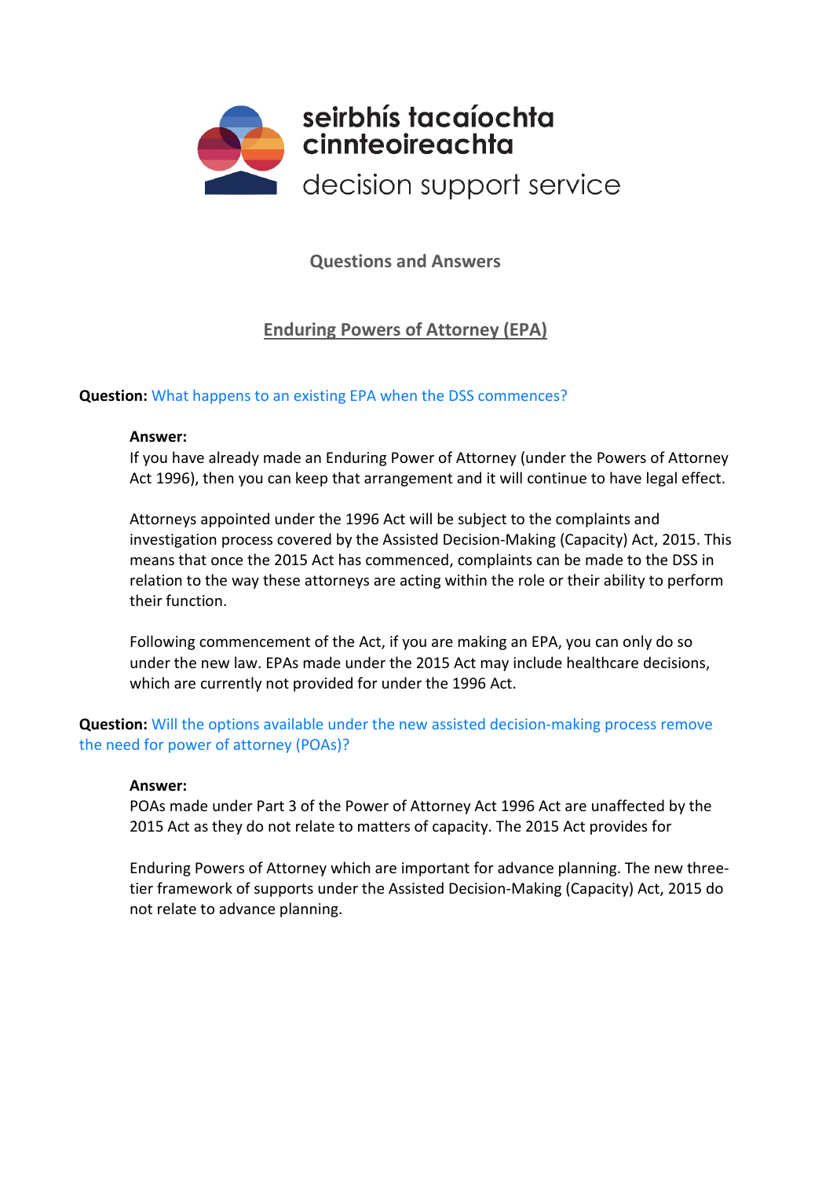seirbhís tacaíochta cinnteoireachta

decision support service

## Questions and Answers

### Enduring Powers of Attorney (EPA)

**Question:** What happens to an existing EPA when the DSS commences?

**Answer:**
If you have already made an Enduring Power of Attorney (under the Powers of Attorney Act 1996), then you can keep that arrangement and it will continue to have legal effect.

Attorneys appointed under the 1996 Act will be subject to the complaints and investigation process covered by the Assisted Decision-Making (Capacity) Act, 2015. This means that once the 2015 Act has commenced, complaints can be made to the DSS in relation to the way these attorneys are acting within the role or their ability to perform their function.

Following commencement of the Act, if you are making an EPA, you can only do so under the new law. EPAs made under the 2015 Act may include healthcare decisions, which are currently not provided for under the 1996 Act.

**Question:** Will the options available under the new assisted decision-making process remove the need for power of attorney (POAs)?

**Answer:**
POAs made under Part 3 of the Power of Attorney Act 1996 Act are unaffected by the 2015 Act as they do not relate to matters of capacity. The 2015 Act provides for

Enduring Powers of Attorney which are important for advance planning. The new three-tier framework of supports under the Assisted Decision-Making (Capacity) Act, 2015 do not relate to advance planning.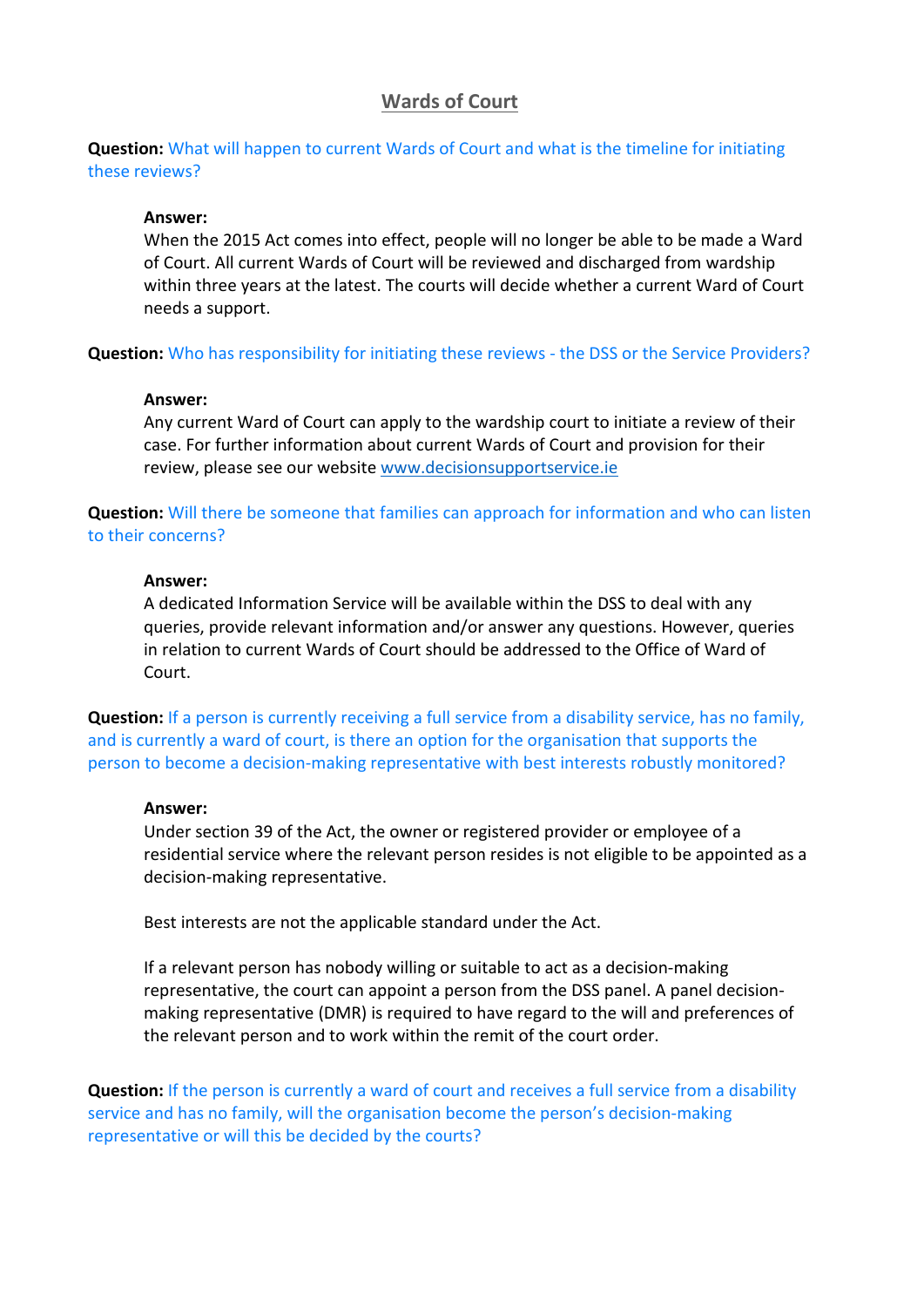## Wards of Court

**Question:** What will happen to current Wards of Court and what is the timeline for initiating these reviews?

> **Answer:**
> When the 2015 Act comes into effect, people will no longer be able to be made a Ward of Court. All current Wards of Court will be reviewed and discharged from wardship within three years at the latest. The courts will decide whether a current Ward of Court needs a support.

**Question:** Who has responsibility for initiating these reviews - the DSS or the Service Providers?

> **Answer:**
> Any current Ward of Court can apply to the wardship court to initiate a review of their case. For further information about current Wards of Court and provision for their review, please see our website [www.decisionsupportservice.ie](www.decisionsupportservice.ie)

**Question:** Will there be someone that families can approach for information and who can listen to their concerns?

> **Answer:**
> A dedicated Information Service will be available within the DSS to deal with any queries, provide relevant information and/or answer any questions. However, queries in relation to current Wards of Court should be addressed to the Office of Ward of Court.

**Question:** If a person is currently receiving a full service from a disability service, has no family, and is currently a ward of court, is there an option for the organisation that supports the person to become a decision-making representative with best interests robustly monitored?

> **Answer:**
> Under section 39 of the Act, the owner or registered provider or employee of a residential service where the relevant person resides is not eligible to be appointed as a decision-making representative.
>
> Best interests are not the applicable standard under the Act.
>
> If a relevant person has nobody willing or suitable to act as a decision-making representative, the court can appoint a person from the DSS panel. A panel decision-making representative (DMR) is required to have regard to the will and preferences of the relevant person and to work within the remit of the court order.

**Question:** If the person is currently a ward of court and receives a full service from a disability service and has no family, will the organisation become the person's decision-making representative or will this be decided by the courts?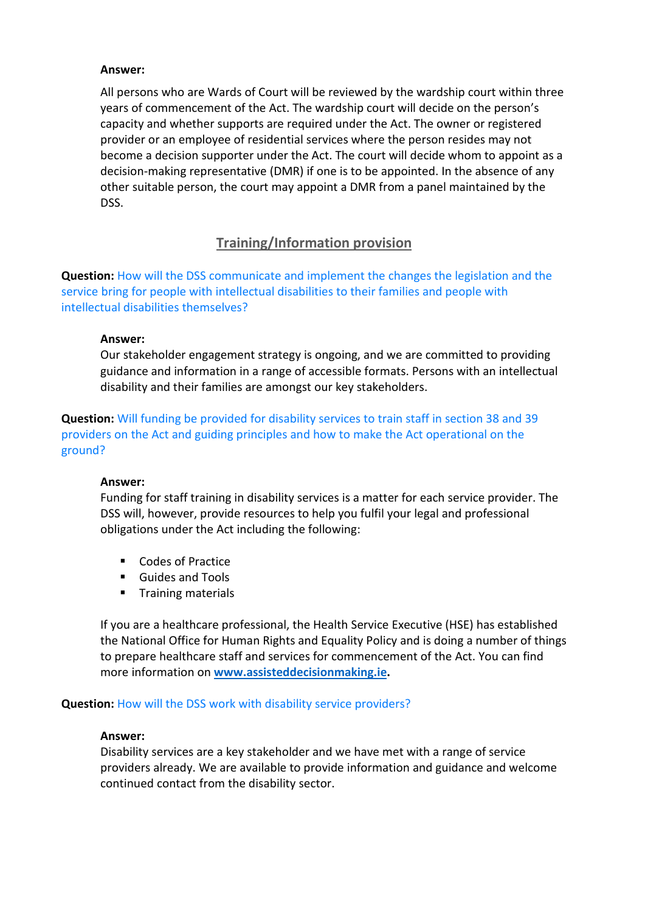**Answer:**

All persons who are Wards of Court will be reviewed by the wardship court within three years of commencement of the Act. The wardship court will decide on the person's capacity and whether supports are required under the Act. The owner or registered provider or an employee of residential services where the person resides may not become a decision supporter under the Act. The court will decide whom to appoint as a decision-making representative (DMR) if one is to be appointed. In the absence of any other suitable person, the court may appoint a DMR from a panel maintained by the DSS.

## Training/Information provision

**Question:** How will the DSS communicate and implement the changes the legislation and the service bring for people with intellectual disabilities to their families and people with intellectual disabilities themselves?

**Answer:**
Our stakeholder engagement strategy is ongoing, and we are committed to providing guidance and information in a range of accessible formats. Persons with an intellectual disability and their families are amongst our key stakeholders.

**Question:** Will funding be provided for disability services to train staff in section 38 and 39 providers on the Act and guiding principles and how to make the Act operational on the ground?

**Answer:**
Funding for staff training in disability services is a matter for each service provider. The DSS will, however, provide resources to help you fulfil your legal and professional obligations under the Act including the following:

- Codes of Practice
- Guides and Tools
- Training materials

If you are a healthcare professional, the Health Service Executive (HSE) has established the National Office for Human Rights and Equality Policy and is doing a number of things to prepare healthcare staff and services for commencement of the Act. You can find more information on **www.assisteddecisionmaking.ie**.

**Question:** How will the DSS work with disability service providers?

**Answer:**
Disability services are a key stakeholder and we have met with a range of service providers already. We are available to provide information and guidance and welcome continued contact from the disability sector.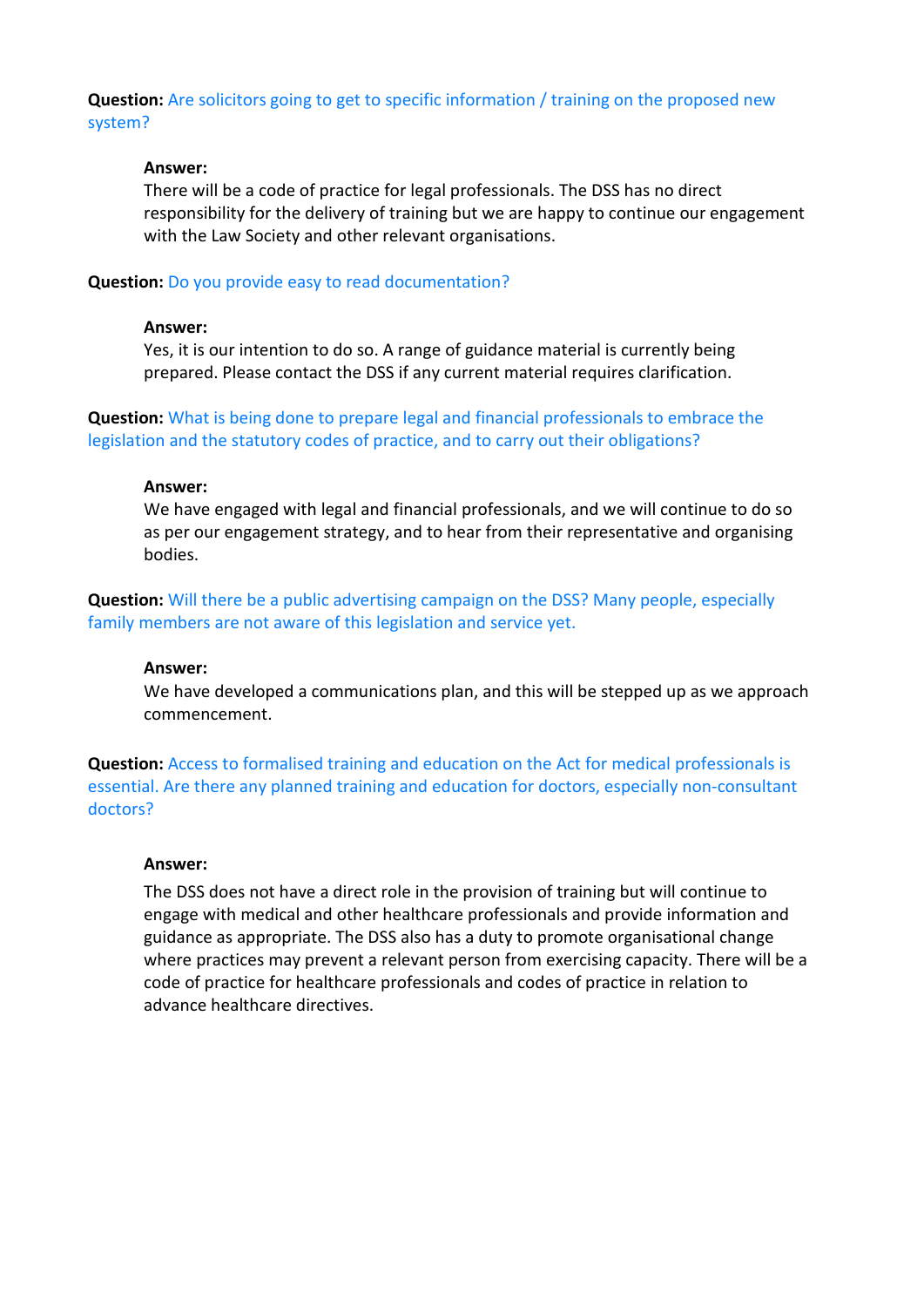**Question:** Are solicitors going to get to specific information / training on the proposed new system?

> **Answer:**
> There will be a code of practice for legal professionals. The DSS has no direct responsibility for the delivery of training but we are happy to continue our engagement with the Law Society and other relevant organisations.

**Question:** Do you provide easy to read documentation?

> **Answer:**
> Yes, it is our intention to do so. A range of guidance material is currently being prepared. Please contact the DSS if any current material requires clarification.

**Question:** What is being done to prepare legal and financial professionals to embrace the legislation and the statutory codes of practice, and to carry out their obligations?

> **Answer:**
> We have engaged with legal and financial professionals, and we will continue to do so as per our engagement strategy, and to hear from their representative and organising bodies.

**Question:** Will there be a public advertising campaign on the DSS? Many people, especially family members are not aware of this legislation and service yet.

> **Answer:**
> We have developed a communications plan, and this will be stepped up as we approach commencement.

**Question:** Access to formalised training and education on the Act for medical professionals is essential. Are there any planned training and education for doctors, especially non-consultant doctors?

> **Answer:**
> The DSS does not have a direct role in the provision of training but will continue to engage with medical and other healthcare professionals and provide information and guidance as appropriate. The DSS also has a duty to promote organisational change where practices may prevent a relevant person from exercising capacity. There will be a code of practice for healthcare professionals and codes of practice in relation to advance healthcare directives.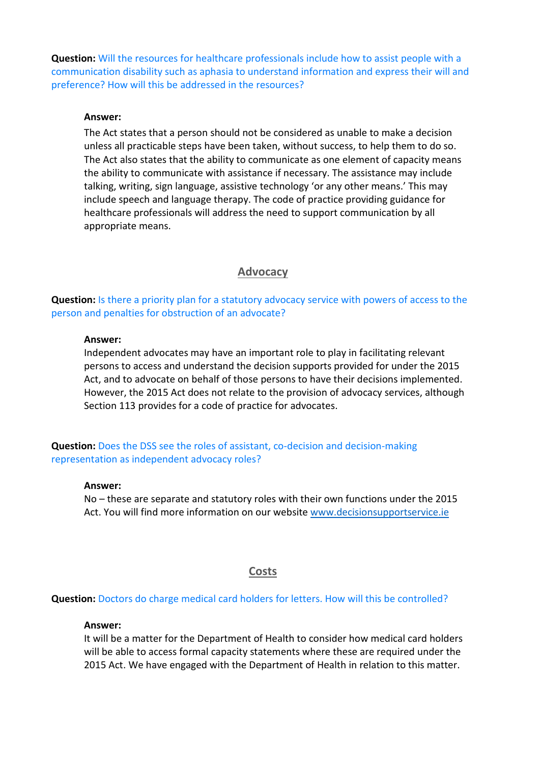**Question:** Will the resources for healthcare professionals include how to assist people with a communication disability such as aphasia to understand information and express their will and preference? How will this be addressed in the resources?

**Answer:**

The Act states that a person should not be considered as unable to make a decision unless all practicable steps have been taken, without success, to help them to do so. The Act also states that the ability to communicate as one element of capacity means the ability to communicate with assistance if necessary. The assistance may include talking, writing, sign language, assistive technology 'or any other means.' This may include speech and language therapy. The code of practice providing guidance for healthcare professionals will address the need to support communication by all appropriate means.

## Advocacy

**Question:** Is there a priority plan for a statutory advocacy service with powers of access to the person and penalties for obstruction of an advocate?

**Answer:**

Independent advocates may have an important role to play in facilitating relevant persons to access and understand the decision supports provided for under the 2015 Act, and to advocate on behalf of those persons to have their decisions implemented. However, the 2015 Act does not relate to the provision of advocacy services, although Section 113 provides for a code of practice for advocates.

**Question:** Does the DSS see the roles of assistant, co-decision and decision-making representation as independent advocacy roles?

**Answer:**

No – these are separate and statutory roles with their own functions under the 2015 Act. You will find more information on our website www.decisionsupportservice.ie

## Costs

**Question:** Doctors do charge medical card holders for letters. How will this be controlled?

**Answer:**

It will be a matter for the Department of Health to consider how medical card holders will be able to access formal capacity statements where these are required under the 2015 Act. We have engaged with the Department of Health in relation to this matter.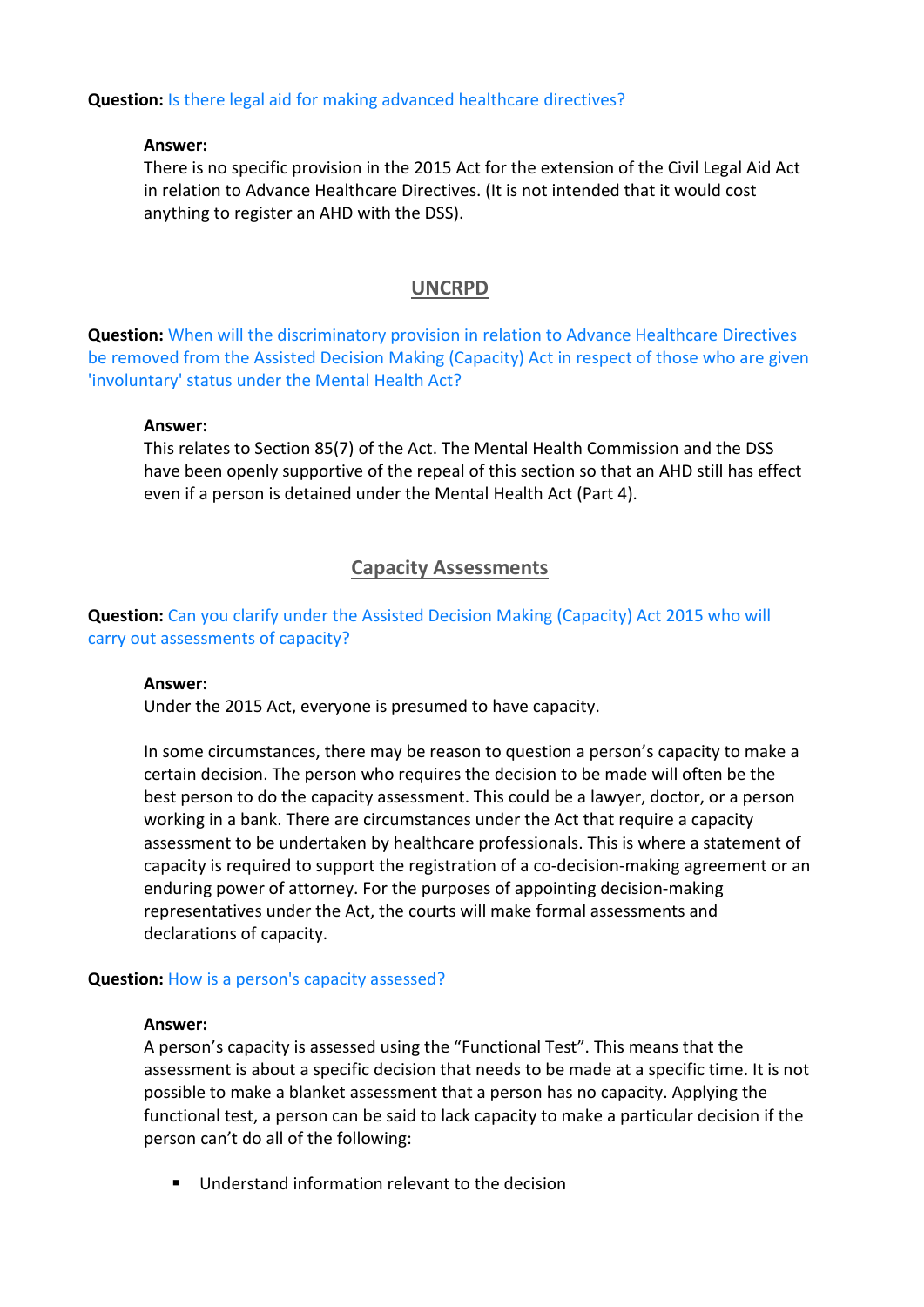**Question:** Is there legal aid for making advanced healthcare directives?

**Answer:**
There is no specific provision in the 2015 Act for the extension of the Civil Legal Aid Act in relation to Advance Healthcare Directives. (It is not intended that it would cost anything to register an AHD with the DSS).

## UNCRPD

**Question:** When will the discriminatory provision in relation to Advance Healthcare Directives be removed from the Assisted Decision Making (Capacity) Act in respect of those who are given 'involuntary' status under the Mental Health Act?

**Answer:**
This relates to Section 85(7) of the Act. The Mental Health Commission and the DSS have been openly supportive of the repeal of this section so that an AHD still has effect even if a person is detained under the Mental Health Act (Part 4).

## Capacity Assessments

**Question:** Can you clarify under the Assisted Decision Making (Capacity) Act 2015 who will carry out assessments of capacity?

**Answer:**
Under the 2015 Act, everyone is presumed to have capacity.

In some circumstances, there may be reason to question a person's capacity to make a certain decision. The person who requires the decision to be made will often be the best person to do the capacity assessment. This could be a lawyer, doctor, or a person working in a bank. There are circumstances under the Act that require a capacity assessment to be undertaken by healthcare professionals. This is where a statement of capacity is required to support the registration of a co-decision-making agreement or an enduring power of attorney. For the purposes of appointing decision-making representatives under the Act, the courts will make formal assessments and declarations of capacity.

**Question:** How is a person's capacity assessed?

**Answer:**
A person's capacity is assessed using the "Functional Test". This means that the assessment is about a specific decision that needs to be made at a specific time. It is not possible to make a blanket assessment that a person has no capacity. Applying the functional test, a person can be said to lack capacity to make a particular decision if the person can't do all of the following:

- Understand information relevant to the decision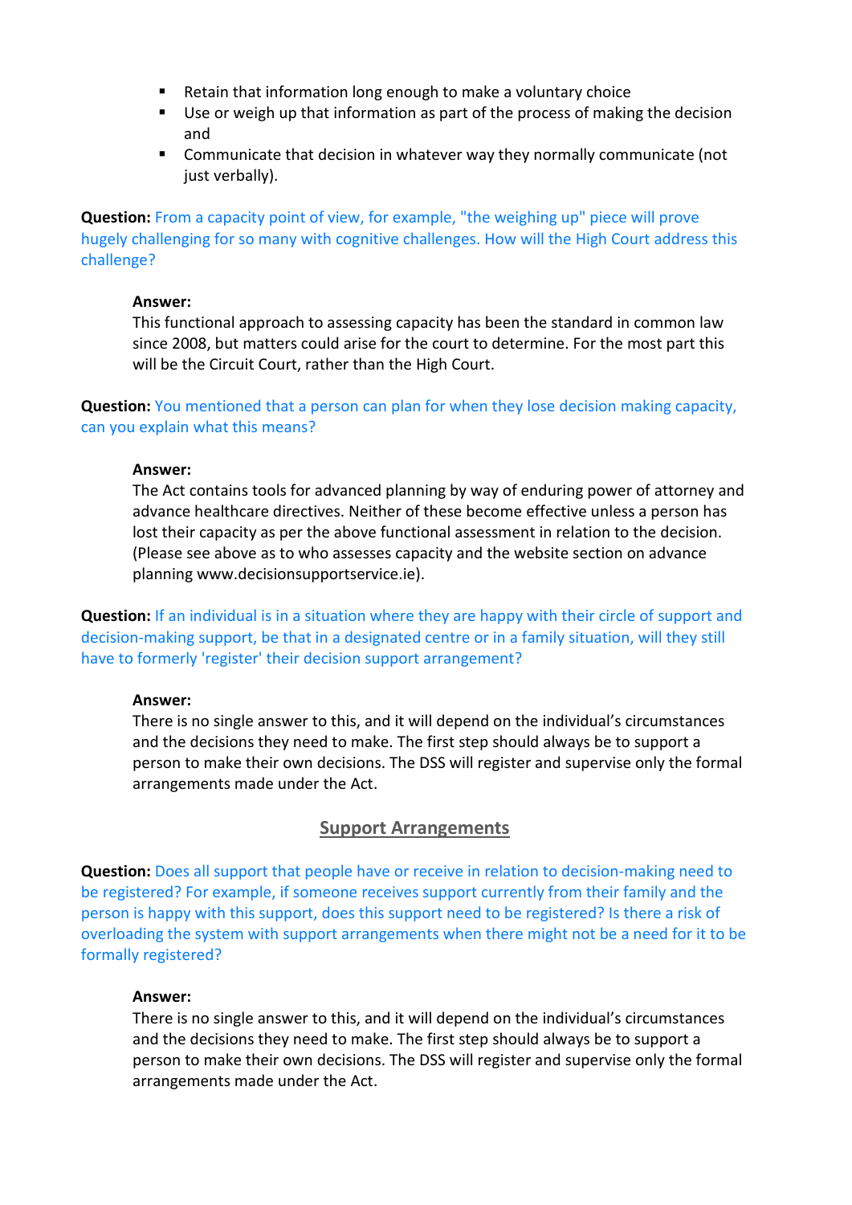- Retain that information long enough to make a voluntary choice
- Use or weigh up that information as part of the process of making the decision and
- Communicate that decision in whatever way they normally communicate (not just verbally).

**Question:** From a capacity point of view, for example, "the weighing up" piece will prove hugely challenging for so many with cognitive challenges. How will the High Court address this challenge?

**Answer:**
This functional approach to assessing capacity has been the standard in common law since 2008, but matters could arise for the court to determine. For the most part this will be the Circuit Court, rather than the High Court.

**Question:** You mentioned that a person can plan for when they lose decision making capacity, can you explain what this means?

**Answer:**
The Act contains tools for advanced planning by way of enduring power of attorney and advance healthcare directives. Neither of these become effective unless a person has lost their capacity as per the above functional assessment in relation to the decision. (Please see above as to who assesses capacity and the website section on advance planning www.decisionsupportservice.ie).

**Question:** If an individual is in a situation where they are happy with their circle of support and decision-making support, be that in a designated centre or in a family situation, will they still have to formerly 'register' their decision support arrangement?

**Answer:**
There is no single answer to this, and it will depend on the individual's circumstances and the decisions they need to make. The first step should always be to support a person to make their own decisions. The DSS will register and supervise only the formal arrangements made under the Act.

## Support Arrangements

**Question:** Does all support that people have or receive in relation to decision-making need to be registered? For example, if someone receives support currently from their family and the person is happy with this support, does this support need to be registered? Is there a risk of overloading the system with support arrangements when there might not be a need for it to be formally registered?

**Answer:**
There is no single answer to this, and it will depend on the individual's circumstances and the decisions they need to make. The first step should always be to support a person to make their own decisions. The DSS will register and supervise only the formal arrangements made under the Act.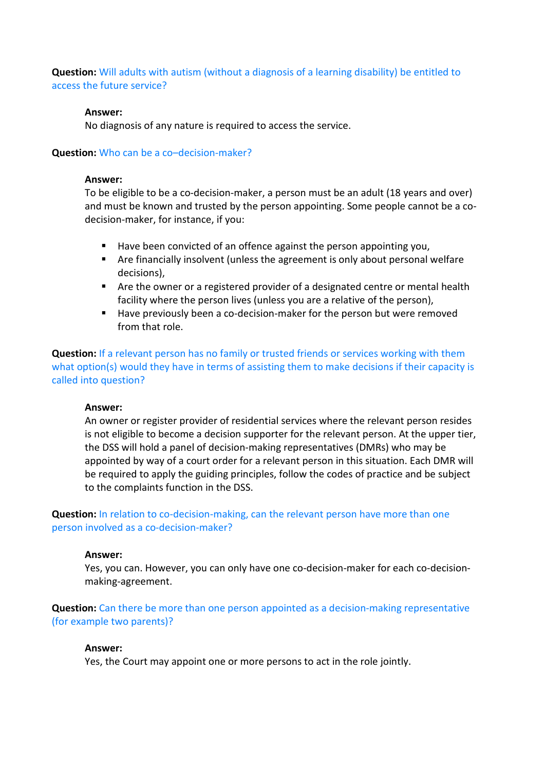**Question:** Will adults with autism (without a diagnosis of a learning disability) be entitled to access the future service?

**Answer:**
No diagnosis of any nature is required to access the service.

**Question:** Who can be a co–decision-maker?

**Answer:**
To be eligible to be a co-decision-maker, a person must be an adult (18 years and over) and must be known and trusted by the person appointing. Some people cannot be a co-decision-maker, for instance, if you:

- Have been convicted of an offence against the person appointing you,
- Are financially insolvent (unless the agreement is only about personal welfare decisions),
- Are the owner or a registered provider of a designated centre or mental health facility where the person lives (unless you are a relative of the person),
- Have previously been a co-decision-maker for the person but were removed from that role.

**Question:** If a relevant person has no family or trusted friends or services working with them what option(s) would they have in terms of assisting them to make decisions if their capacity is called into question?

**Answer:**
An owner or register provider of residential services where the relevant person resides is not eligible to become a decision supporter for the relevant person. At the upper tier, the DSS will hold a panel of decision-making representatives (DMRs) who may be appointed by way of a court order for a relevant person in this situation. Each DMR will be required to apply the guiding principles, follow the codes of practice and be subject to the complaints function in the DSS.

**Question:** In relation to co-decision-making, can the relevant person have more than one person involved as a co-decision-maker?

**Answer:**
Yes, you can. However, you can only have one co-decision-maker for each co-decision-making-agreement.

**Question:** Can there be more than one person appointed as a decision-making representative (for example two parents)?

**Answer:**
Yes, the Court may appoint one or more persons to act in the role jointly.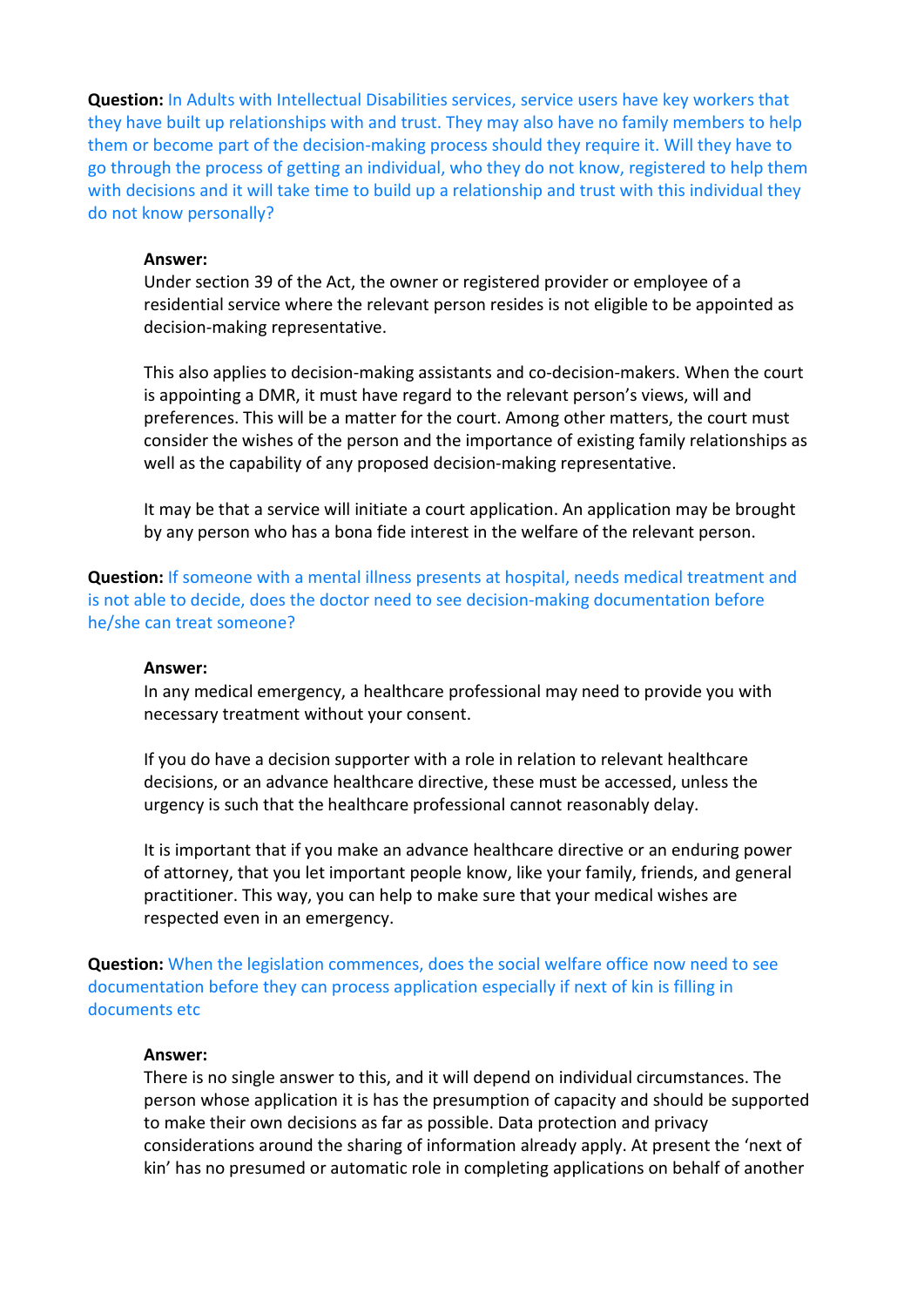**Question:** In Adults with Intellectual Disabilities services, service users have key workers that they have built up relationships with and trust. They may also have no family members to help them or become part of the decision-making process should they require it. Will they have to go through the process of getting an individual, who they do not know, registered to help them with decisions and it will take time to build up a relationship and trust with this individual they do not know personally?

**Answer:**
Under section 39 of the Act, the owner or registered provider or employee of a residential service where the relevant person resides is not eligible to be appointed as decision-making representative.

This also applies to decision-making assistants and co-decision-makers. When the court is appointing a DMR, it must have regard to the relevant person's views, will and preferences. This will be a matter for the court. Among other matters, the court must consider the wishes of the person and the importance of existing family relationships as well as the capability of any proposed decision-making representative.

It may be that a service will initiate a court application. An application may be brought by any person who has a bona fide interest in the welfare of the relevant person.

**Question:** If someone with a mental illness presents at hospital, needs medical treatment and is not able to decide, does the doctor need to see decision-making documentation before he/she can treat someone?

**Answer:**
In any medical emergency, a healthcare professional may need to provide you with necessary treatment without your consent.

If you do have a decision supporter with a role in relation to relevant healthcare decisions, or an advance healthcare directive, these must be accessed, unless the urgency is such that the healthcare professional cannot reasonably delay.

It is important that if you make an advance healthcare directive or an enduring power of attorney, that you let important people know, like your family, friends, and general practitioner. This way, you can help to make sure that your medical wishes are respected even in an emergency.

**Question:** When the legislation commences, does the social welfare office now need to see documentation before they can process application especially if next of kin is filling in documents etc

**Answer:**
There is no single answer to this, and it will depend on individual circumstances. The person whose application it is has the presumption of capacity and should be supported to make their own decisions as far as possible. Data protection and privacy considerations around the sharing of information already apply. At present the 'next of kin' has no presumed or automatic role in completing applications on behalf of another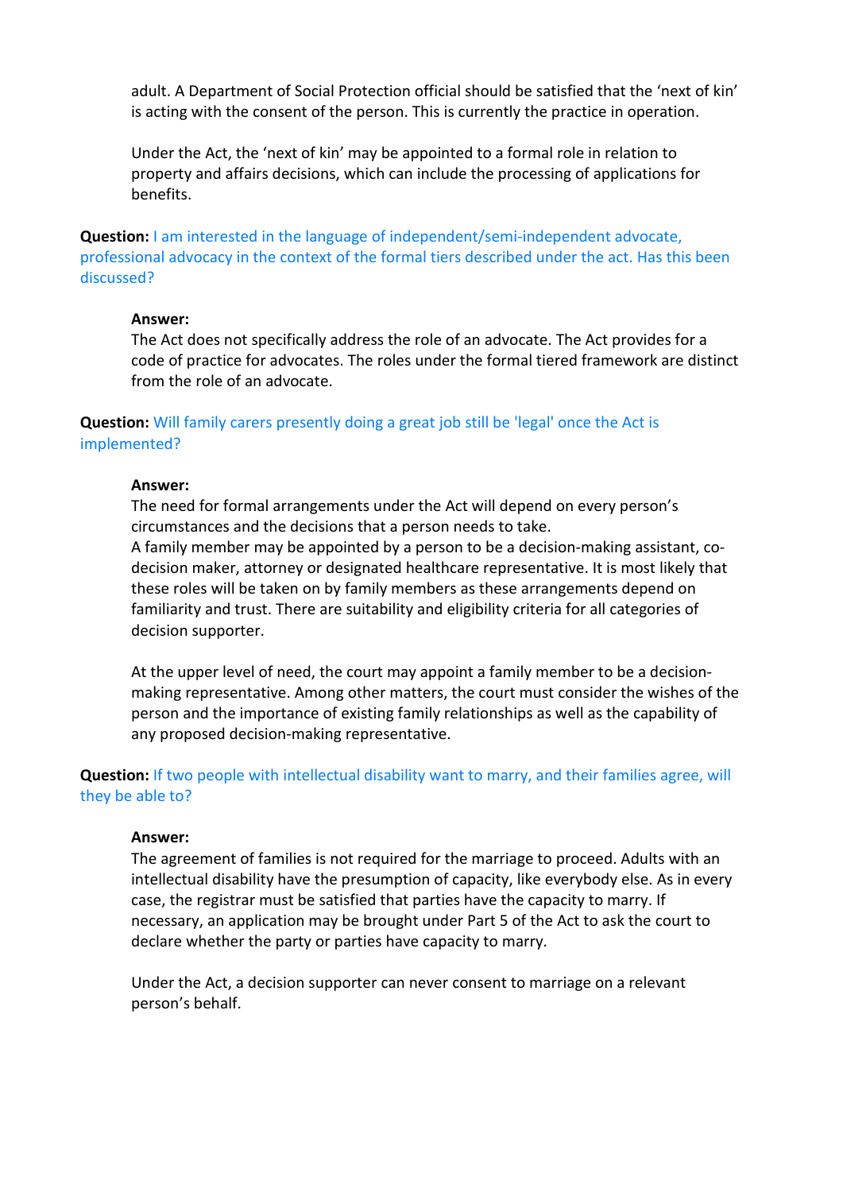adult. A Department of Social Protection official should be satisfied that the 'next of kin' is acting with the consent of the person. This is currently the practice in operation.

Under the Act, the 'next of kin' may be appointed to a formal role in relation to property and affairs decisions, which can include the processing of applications for benefits.

**Question:** I am interested in the language of independent/semi-independent advocate, professional advocacy in the context of the formal tiers described under the act. Has this been discussed?

**Answer:**
The Act does not specifically address the role of an advocate. The Act provides for a code of practice for advocates. The roles under the formal tiered framework are distinct from the role of an advocate.

**Question:** Will family carers presently doing a great job still be 'legal' once the Act is implemented?

**Answer:**
The need for formal arrangements under the Act will depend on every person's circumstances and the decisions that a person needs to take.
A family member may be appointed by a person to be a decision-making assistant, co-decision maker, attorney or designated healthcare representative. It is most likely that these roles will be taken on by family members as these arrangements depend on familiarity and trust. There are suitability and eligibility criteria for all categories of decision supporter.

At the upper level of need, the court may appoint a family member to be a decision-making representative. Among other matters, the court must consider the wishes of the person and the importance of existing family relationships as well as the capability of any proposed decision-making representative.

**Question:** If two people with intellectual disability want to marry, and their families agree, will they be able to?

**Answer:**
The agreement of families is not required for the marriage to proceed. Adults with an intellectual disability have the presumption of capacity, like everybody else. As in every case, the registrar must be satisfied that parties have the capacity to marry. If necessary, an application may be brought under Part 5 of the Act to ask the court to declare whether the party or parties have capacity to marry.

Under the Act, a decision supporter can never consent to marriage on a relevant person's behalf.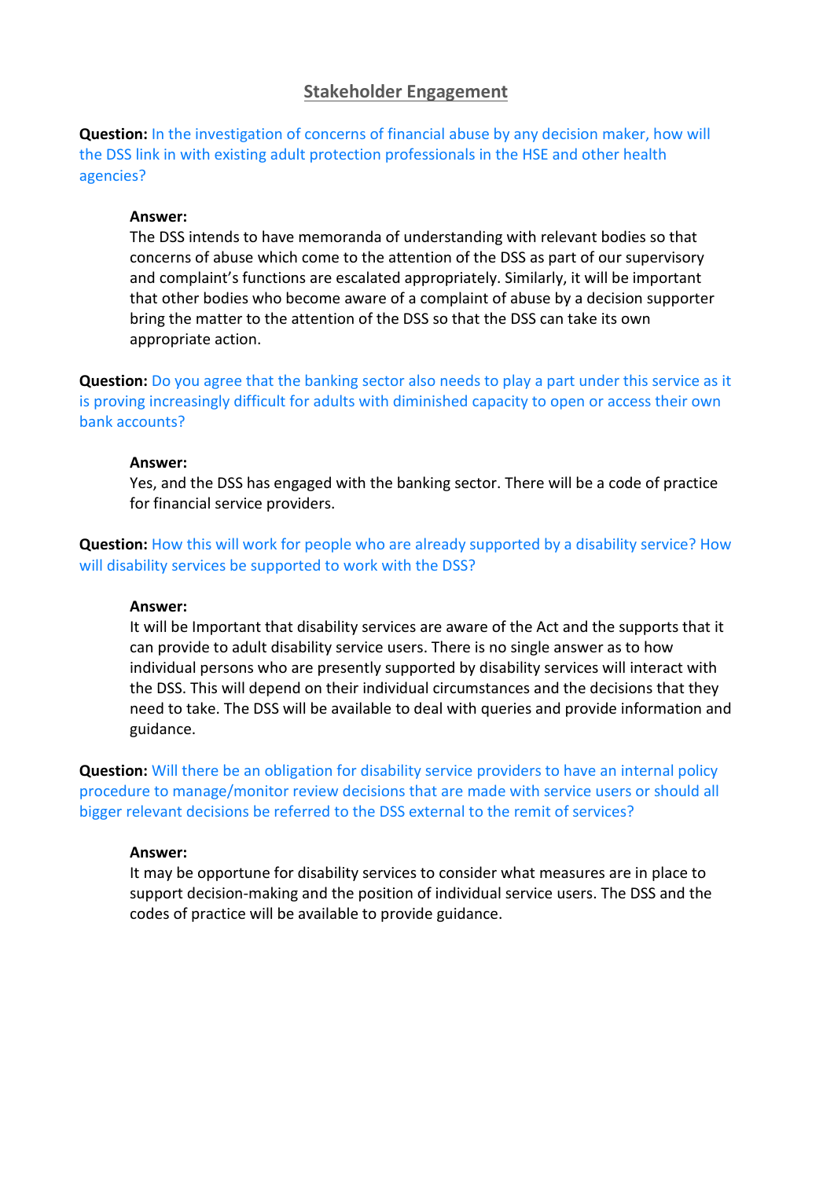## Stakeholder Engagement

**Question:** In the investigation of concerns of financial abuse by any decision maker, how will the DSS link in with existing adult protection professionals in the HSE and other health agencies?

> **Answer:**
> The DSS intends to have memoranda of understanding with relevant bodies so that concerns of abuse which come to the attention of the DSS as part of our supervisory and complaint's functions are escalated appropriately. Similarly, it will be important that other bodies who become aware of a complaint of abuse by a decision supporter bring the matter to the attention of the DSS so that the DSS can take its own appropriate action.

**Question:** Do you agree that the banking sector also needs to play a part under this service as it is proving increasingly difficult for adults with diminished capacity to open or access their own bank accounts?

> **Answer:**
> Yes, and the DSS has engaged with the banking sector. There will be a code of practice for financial service providers.

**Question:** How this will work for people who are already supported by a disability service? How will disability services be supported to work with the DSS?

> **Answer:**
> It will be Important that disability services are aware of the Act and the supports that it can provide to adult disability service users. There is no single answer as to how individual persons who are presently supported by disability services will interact with the DSS. This will depend on their individual circumstances and the decisions that they need to take. The DSS will be available to deal with queries and provide information and guidance.

**Question:** Will there be an obligation for disability service providers to have an internal policy procedure to manage/monitor review decisions that are made with service users or should all bigger relevant decisions be referred to the DSS external to the remit of services?

> **Answer:**
> It may be opportune for disability services to consider what measures are in place to support decision-making and the position of individual service users. The DSS and the codes of practice will be available to provide guidance.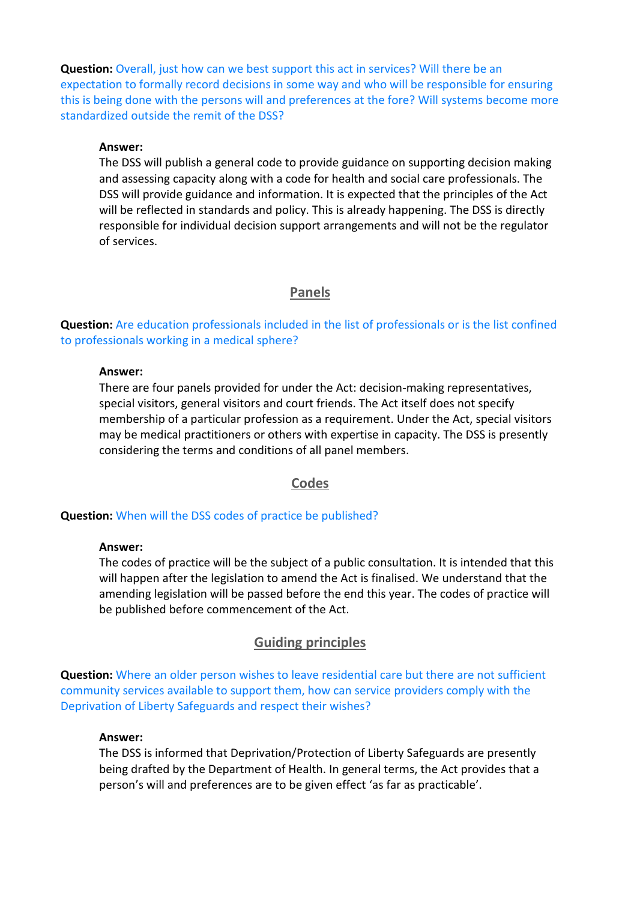**Question:** Overall, just how can we best support this act in services? Will there be an expectation to formally record decisions in some way and who will be responsible for ensuring this is being done with the persons will and preferences at the fore? Will systems become more standardized outside the remit of the DSS?

**Answer:**
The DSS will publish a general code to provide guidance on supporting decision making and assessing capacity along with a code for health and social care professionals. The DSS will provide guidance and information. It is expected that the principles of the Act will be reflected in standards and policy. This is already happening. The DSS is directly responsible for individual decision support arrangements and will not be the regulator of services.

## Panels

**Question:** Are education professionals included in the list of professionals or is the list confined to professionals working in a medical sphere?

**Answer:**
There are four panels provided for under the Act: decision-making representatives, special visitors, general visitors and court friends. The Act itself does not specify membership of a particular profession as a requirement. Under the Act, special visitors may be medical practitioners or others with expertise in capacity. The DSS is presently considering the terms and conditions of all panel members.

## Codes

**Question:** When will the DSS codes of practice be published?

**Answer:**
The codes of practice will be the subject of a public consultation. It is intended that this will happen after the legislation to amend the Act is finalised. We understand that the amending legislation will be passed before the end this year. The codes of practice will be published before commencement of the Act.

## Guiding principles

**Question:** Where an older person wishes to leave residential care but there are not sufficient community services available to support them, how can service providers comply with the Deprivation of Liberty Safeguards and respect their wishes?

**Answer:**
The DSS is informed that Deprivation/Protection of Liberty Safeguards are presently being drafted by the Department of Health. In general terms, the Act provides that a person's will and preferences are to be given effect 'as far as practicable'.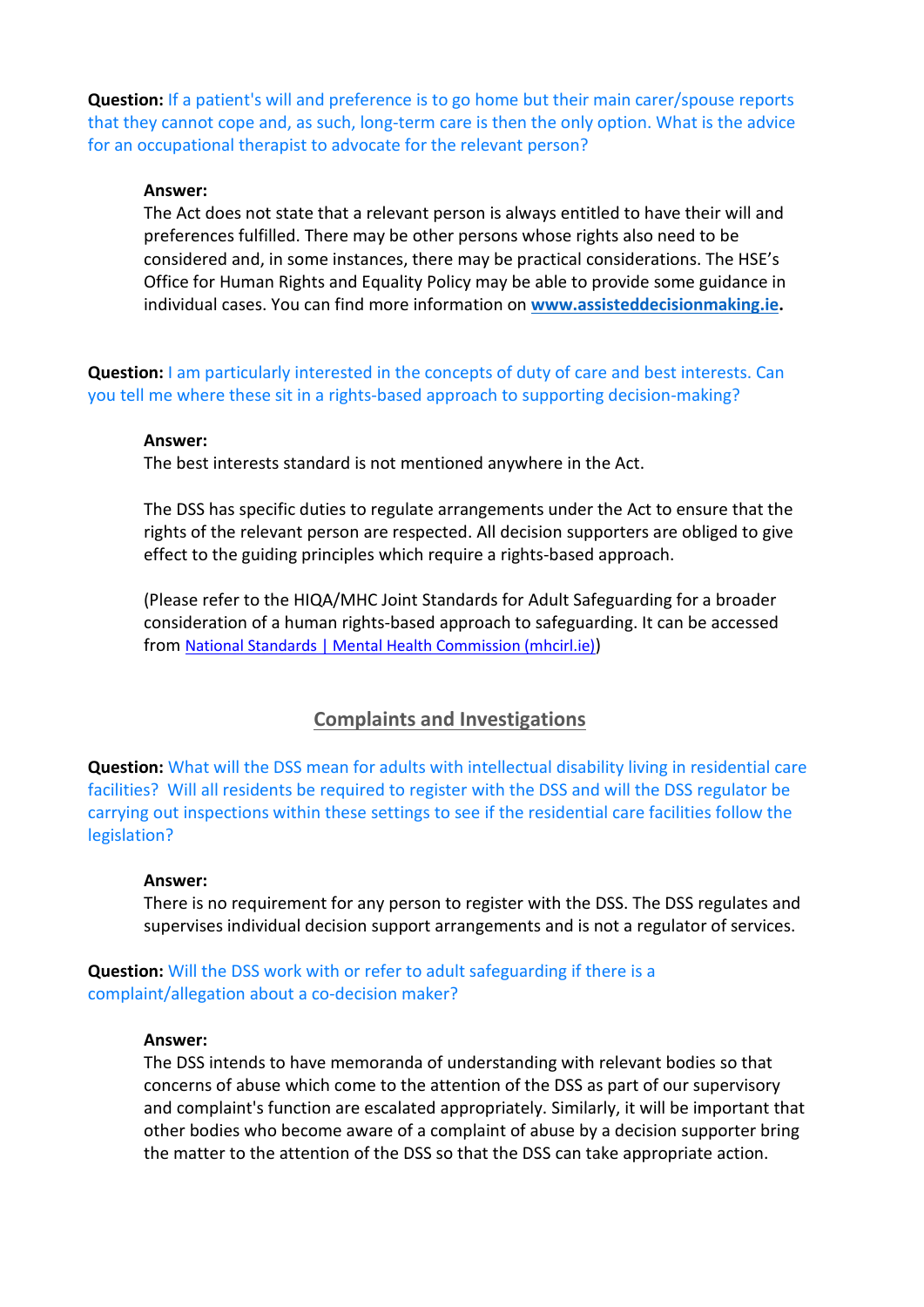**Question:** If a patient's will and preference is to go home but their main carer/spouse reports that they cannot cope and, as such, long-term care is then the only option. What is the advice for an occupational therapist to advocate for the relevant person?

**Answer:**

The Act does not state that a relevant person is always entitled to have their will and preferences fulfilled. There may be other persons whose rights also need to be considered and, in some instances, there may be practical considerations. The HSE's Office for Human Rights and Equality Policy may be able to provide some guidance in individual cases. You can find more information on [www.assisteddecisionmaking.ie](http://www.assisteddecisionmaking.ie).

**Question:** I am particularly interested in the concepts of duty of care and best interests. Can you tell me where these sit in a rights-based approach to supporting decision-making?

**Answer:**

The best interests standard is not mentioned anywhere in the Act.

The DSS has specific duties to regulate arrangements under the Act to ensure that the rights of the relevant person are respected. All decision supporters are obliged to give effect to the guiding principles which require a rights-based approach.

(Please refer to the HIQA/MHC Joint Standards for Adult Safeguarding for a broader consideration of a human rights-based approach to safeguarding. It can be accessed from [National Standards | Mental Health Commission (mhcirl.ie)](https://www.mhcirl.ie))

## Complaints and Investigations

**Question:** What will the DSS mean for adults with intellectual disability living in residential care facilities? Will all residents be required to register with the DSS and will the DSS regulator be carrying out inspections within these settings to see if the residential care facilities follow the legislation?

**Answer:**

There is no requirement for any person to register with the DSS. The DSS regulates and supervises individual decision support arrangements and is not a regulator of services.

**Question:** Will the DSS work with or refer to adult safeguarding if there is a complaint/allegation about a co-decision maker?

**Answer:**

The DSS intends to have memoranda of understanding with relevant bodies so that concerns of abuse which come to the attention of the DSS as part of our supervisory and complaint's function are escalated appropriately. Similarly, it will be important that other bodies who become aware of a complaint of abuse by a decision supporter bring the matter to the attention of the DSS so that the DSS can take appropriate action.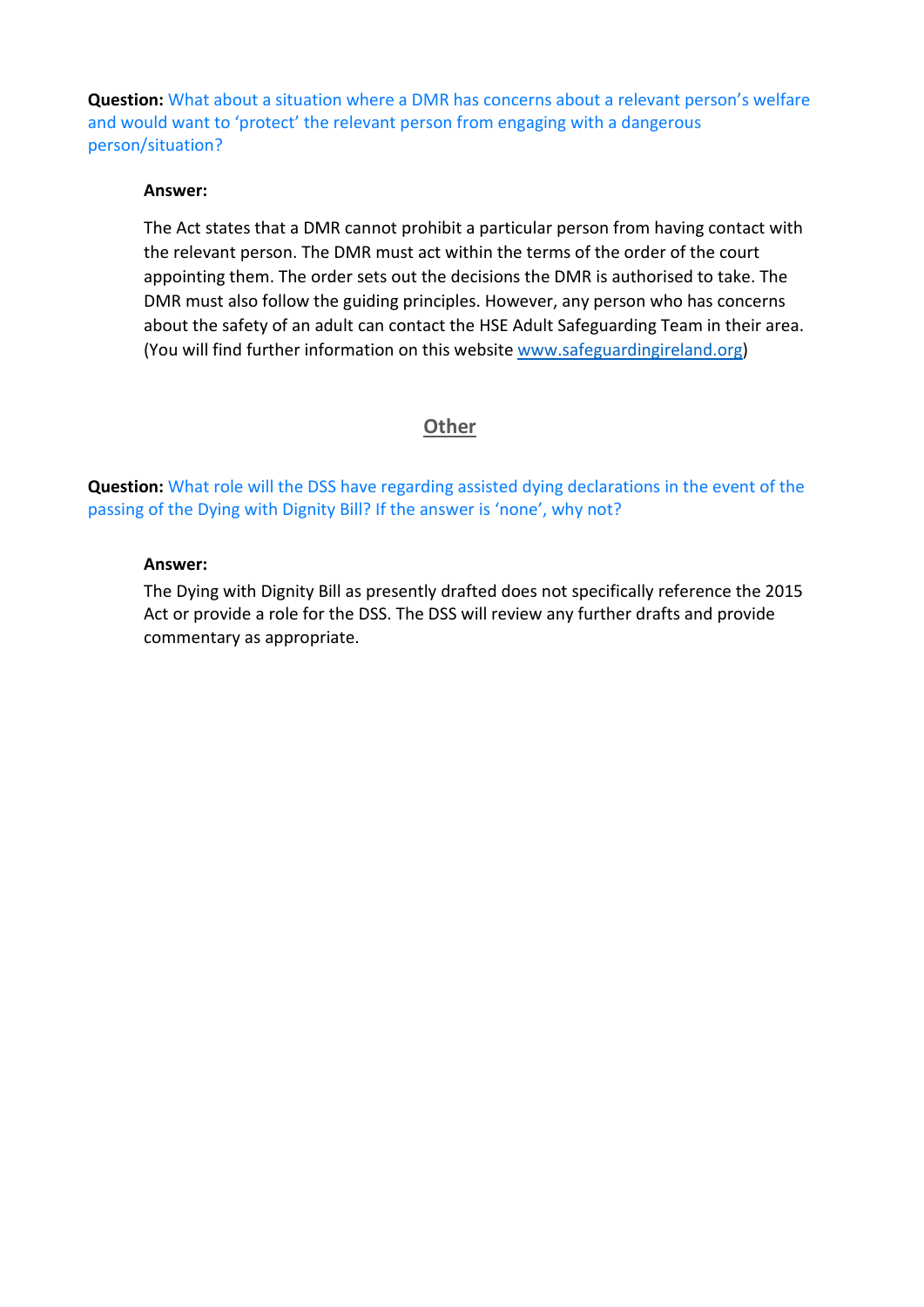**Question:** What about a situation where a DMR has concerns about a relevant person's welfare and would want to 'protect' the relevant person from engaging with a dangerous person/situation?

**Answer:**

The Act states that a DMR cannot prohibit a particular person from having contact with the relevant person. The DMR must act within the terms of the order of the court appointing them. The order sets out the decisions the DMR is authorised to take. The DMR must also follow the guiding principles. However, any person who has concerns about the safety of an adult can contact the HSE Adult Safeguarding Team in their area. (You will find further information on this website [www.safeguardingireland.org](http://www.safeguardingireland.org))

## Other

**Question:** What role will the DSS have regarding assisted dying declarations in the event of the passing of the Dying with Dignity Bill? If the answer is 'none', why not?

**Answer:**

The Dying with Dignity Bill as presently drafted does not specifically reference the 2015 Act or provide a role for the DSS. The DSS will review any further drafts and provide commentary as appropriate.